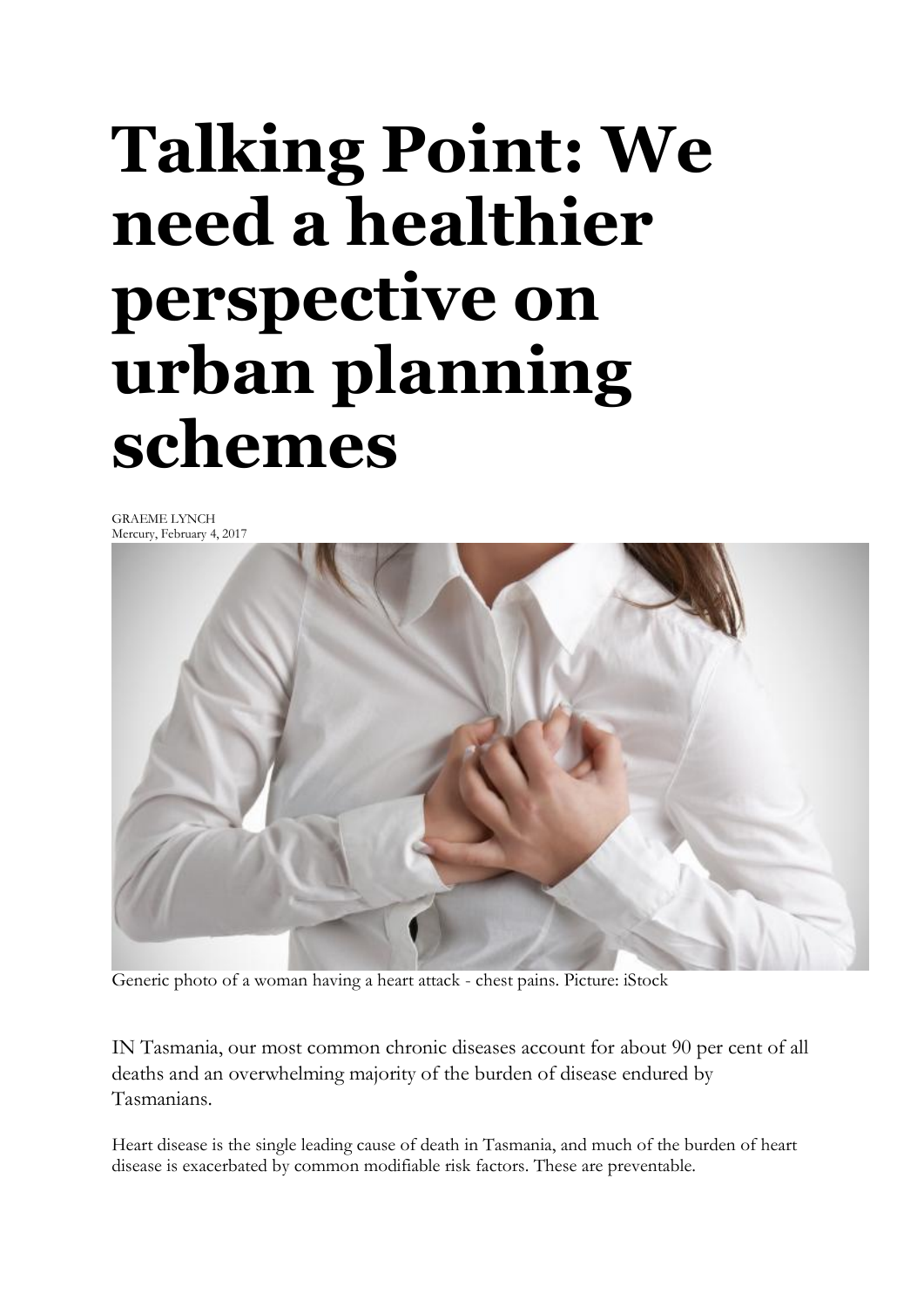# Talking Point: We need a healthier perspective on urban planning schemes

GRAEME LYNCH
Mercury, February 4, 2017

Generic photo of a woman having a heart attack - chest pains. Picture: iStock

IN Tasmania, our most common chronic diseases account for about 90 per cent of all deaths and an overwhelming majority of the burden of disease endured by Tasmanians.

Heart disease is the single leading cause of death in Tasmania, and much of the burden of heart disease is exacerbated by common modifiable risk factors. These are preventable.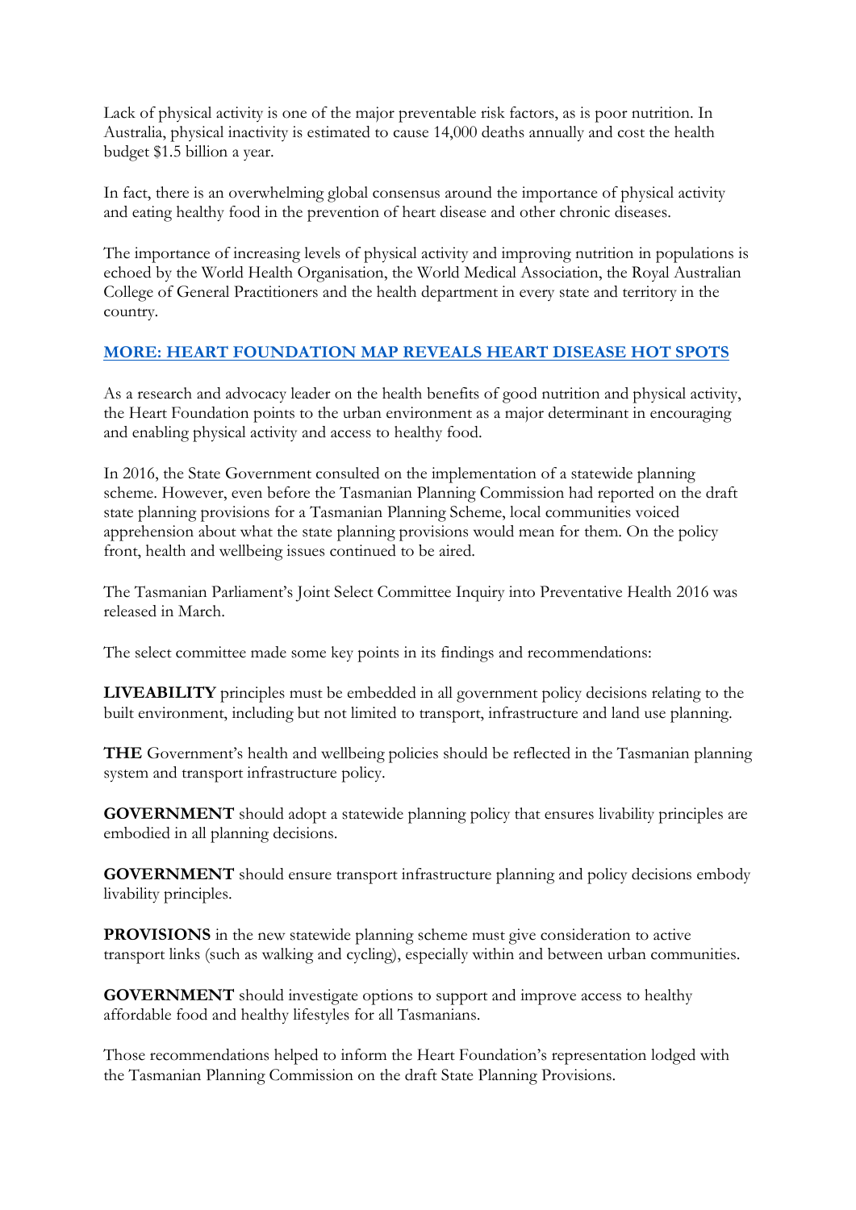Lack of physical activity is one of the major preventable risk factors, as is poor nutrition. In Australia, physical inactivity is estimated to cause 14,000 deaths annually and cost the health budget $1.5 billion a year.

In fact, there is an overwhelming global consensus around the importance of physical activity and eating healthy food in the prevention of heart disease and other chronic diseases.

The importance of increasing levels of physical activity and improving nutrition in populations is echoed by the World Health Organisation, the World Medical Association, the Royal Australian College of General Practitioners and the health department in every state and territory in the country.

**MORE: HEART FOUNDATION MAP REVEALS HEART DISEASE HOT SPOTS**

As a research and advocacy leader on the health benefits of good nutrition and physical activity, the Heart Foundation points to the urban environment as a major determinant in encouraging and enabling physical activity and access to healthy food.

In 2016, the State Government consulted on the implementation of a statewide planning scheme. However, even before the Tasmanian Planning Commission had reported on the draft state planning provisions for a Tasmanian Planning Scheme, local communities voiced apprehension about what the state planning provisions would mean for them. On the policy front, health and wellbeing issues continued to be aired.

The Tasmanian Parliament's Joint Select Committee Inquiry into Preventative Health 2016 was released in March.

The select committee made some key points in its findings and recommendations:

**LIVEABILITY** principles must be embedded in all government policy decisions relating to the built environment, including but not limited to transport, infrastructure and land use planning.

**THE** Government's health and wellbeing policies should be reflected in the Tasmanian planning system and transport infrastructure policy.

**GOVERNMENT** should adopt a statewide planning policy that ensures livability principles are embodied in all planning decisions.

**GOVERNMENT** should ensure transport infrastructure planning and policy decisions embody livability principles.

**PROVISIONS** in the new statewide planning scheme must give consideration to active transport links (such as walking and cycling), especially within and between urban communities.

**GOVERNMENT** should investigate options to support and improve access to healthy affordable food and healthy lifestyles for all Tasmanians.

Those recommendations helped to inform the Heart Foundation's representation lodged with the Tasmanian Planning Commission on the draft State Planning Provisions.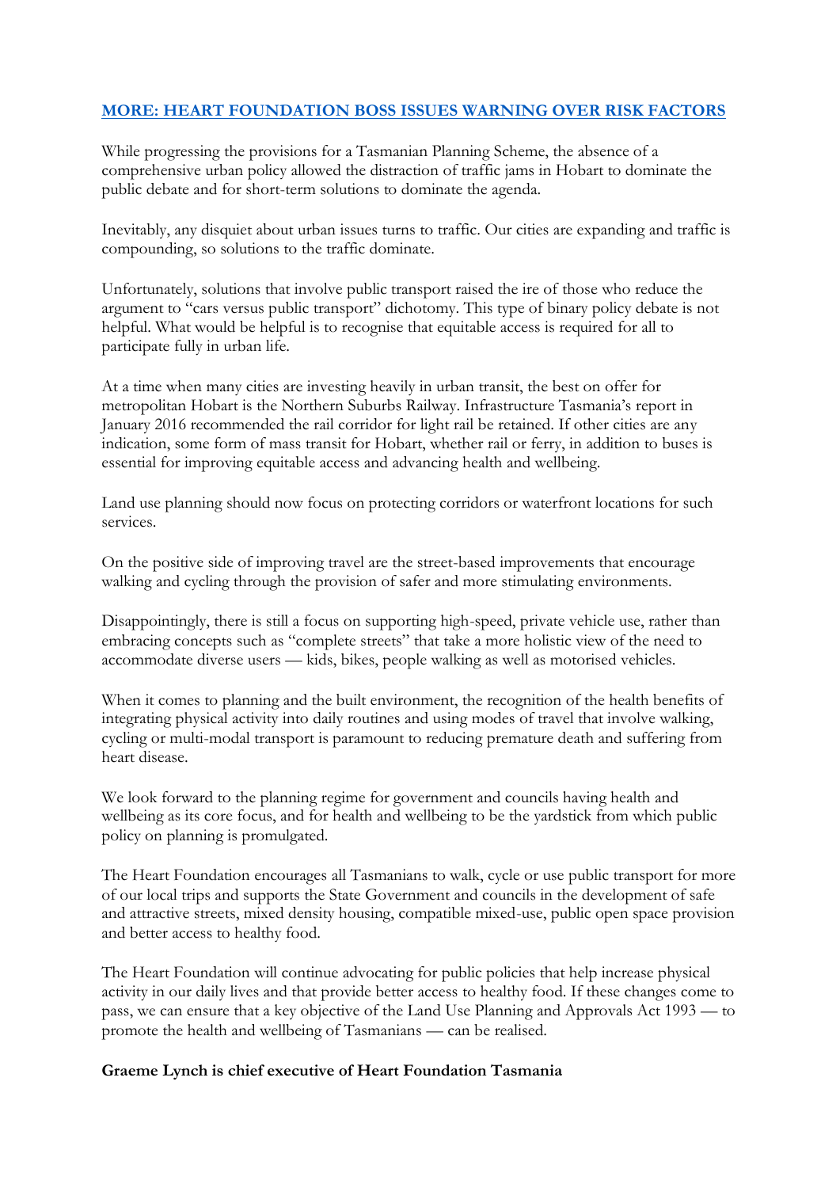**[MORE: HEART FOUNDATION BOSS ISSUES WARNING OVER RISK FACTORS]**

While progressing the provisions for a Tasmanian Planning Scheme, the absence of a comprehensive urban policy allowed the distraction of traffic jams in Hobart to dominate the public debate and for short-term solutions to dominate the agenda.

Inevitably, any disquiet about urban issues turns to traffic. Our cities are expanding and traffic is compounding, so solutions to the traffic dominate.

Unfortunately, solutions that involve public transport raised the ire of those who reduce the argument to "cars versus public transport" dichotomy. This type of binary policy debate is not helpful. What would be helpful is to recognise that equitable access is required for all to participate fully in urban life.

At a time when many cities are investing heavily in urban transit, the best on offer for metropolitan Hobart is the Northern Suburbs Railway. Infrastructure Tasmania's report in January 2016 recommended the rail corridor for light rail be retained. If other cities are any indication, some form of mass transit for Hobart, whether rail or ferry, in addition to buses is essential for improving equitable access and advancing health and wellbeing.

Land use planning should now focus on protecting corridors or waterfront locations for such services.

On the positive side of improving travel are the street-based improvements that encourage walking and cycling through the provision of safer and more stimulating environments.

Disappointingly, there is still a focus on supporting high-speed, private vehicle use, rather than embracing concepts such as "complete streets" that take a more holistic view of the need to accommodate diverse users — kids, bikes, people walking as well as motorised vehicles.

When it comes to planning and the built environment, the recognition of the health benefits of integrating physical activity into daily routines and using modes of travel that involve walking, cycling or multi-modal transport is paramount to reducing premature death and suffering from heart disease.

We look forward to the planning regime for government and councils having health and wellbeing as its core focus, and for health and wellbeing to be the yardstick from which public policy on planning is promulgated.

The Heart Foundation encourages all Tasmanians to walk, cycle or use public transport for more of our local trips and supports the State Government and councils in the development of safe and attractive streets, mixed density housing, compatible mixed-use, public open space provision and better access to healthy food.

The Heart Foundation will continue advocating for public policies that help increase physical activity in our daily lives and that provide better access to healthy food. If these changes come to pass, we can ensure that a key objective of the Land Use Planning and Approvals Act 1993 — to promote the health and wellbeing of Tasmanians — can be realised.

**Graeme Lynch is chief executive of Heart Foundation Tasmania**